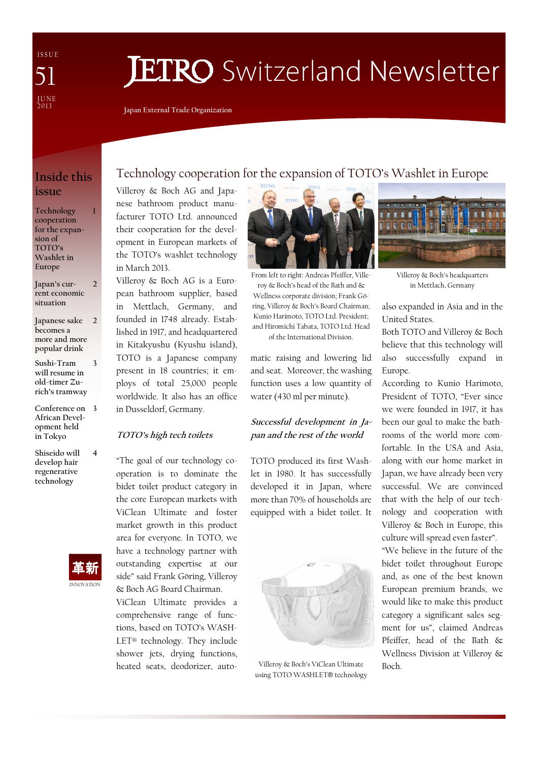ISSUE 51
JUNE 2013

# JETRO Switzerland Newsletter

Japan External Trade Organization

## Inside this issue

| | |
|---|---|
| Technology cooperation for the expansion of TOTO's Washlet in Europe | 1 |
| Japan's current economic situation | 2 |
| Japanese sake becomes a more and more popular drink | 2 |
| Sushi-Tram will resume in old-timer Zurich's tramway | 3 |
| Conference on African Development held in Tokyo | 3 |
| Shiseido will develop hair regenerative technology | 4 |

革新
INNOVATION

## Technology cooperation for the expansion of TOTO's Washlet in Europe

Villeroy & Boch AG and Japanese bathroom product manufacturer TOTO Ltd. announced their cooperation for the development in European markets of the TOTO's washlet technology in March 2013.

Villeroy & Boch AG is a European bathroom supplier, based in Mettlach, Germany, and founded in 1748 already. Established in 1917, and headquartered in Kitakyushu (Kyushu island), TOTO is a Japanese company present in 18 countries; it employs of total 25,000 people worldwide. It also has an office in Dusseldorf, Germany.

### *TOTO's high tech toilets*

"The goal of our technology cooperation is to dominate the bidet toilet product category in the core European markets with ViClean Ultimate and foster market growth in this product area for everyone. In TOTO, we have a technology partner with outstanding expertise at our side" said Frank Göring, Villeroy & Boch AG Board Chairman.

ViClean Ultimate provides a comprehensive range of functions, based on TOTO's WASHLET® technology. They include shower jets, drying functions, heated seats, deodorizer, automatic raising and lowering lid and seat. Moreover, the washing function uses a low quantity of water (430 ml per minute).

From left to right: Andreas Pfeiffer, Villeroy & Boch's head of the Bath and & Wellness corporate division; Frank Göring, Villeroy & Boch's Board Chairman; Kunio Harimoto, TOTO Ltd. President; and Hiromichi Tabata, TOTO Ltd. Head of the International Division.

Villeroy & Boch's headquarters in Mettlach, Germany

### *Successful development in Japan and the rest of the world*

TOTO produced its first Washlet in 1980. It has successfully developed it in Japan, where more than 70% of households are equipped with a bidet toilet. It also expanded in Asia and in the United States.

Villeroy & Boch's ViClean Ultimate using TOTO WASHLET® technology

Both TOTO and Villeroy & Boch believe that this technology will also successfully expand in Europe.

According to Kunio Harimoto, President of TOTO, "Ever since we were founded in 1917, it has been our goal to make the bathrooms of the world more comfortable. In the USA and Asia, along with our home market in Japan, we have already been very successful. We are convinced that with the help of our technology and cooperation with Villeroy & Boch in Europe, this culture will spread even faster".

"We believe in the future of the bidet toilet throughout Europe and, as one of the best known European premium brands, we would like to make this product category a significant sales segment for us", claimed Andreas Pfeiffer, head of the Bath & Wellness Division at Villeroy & Boch.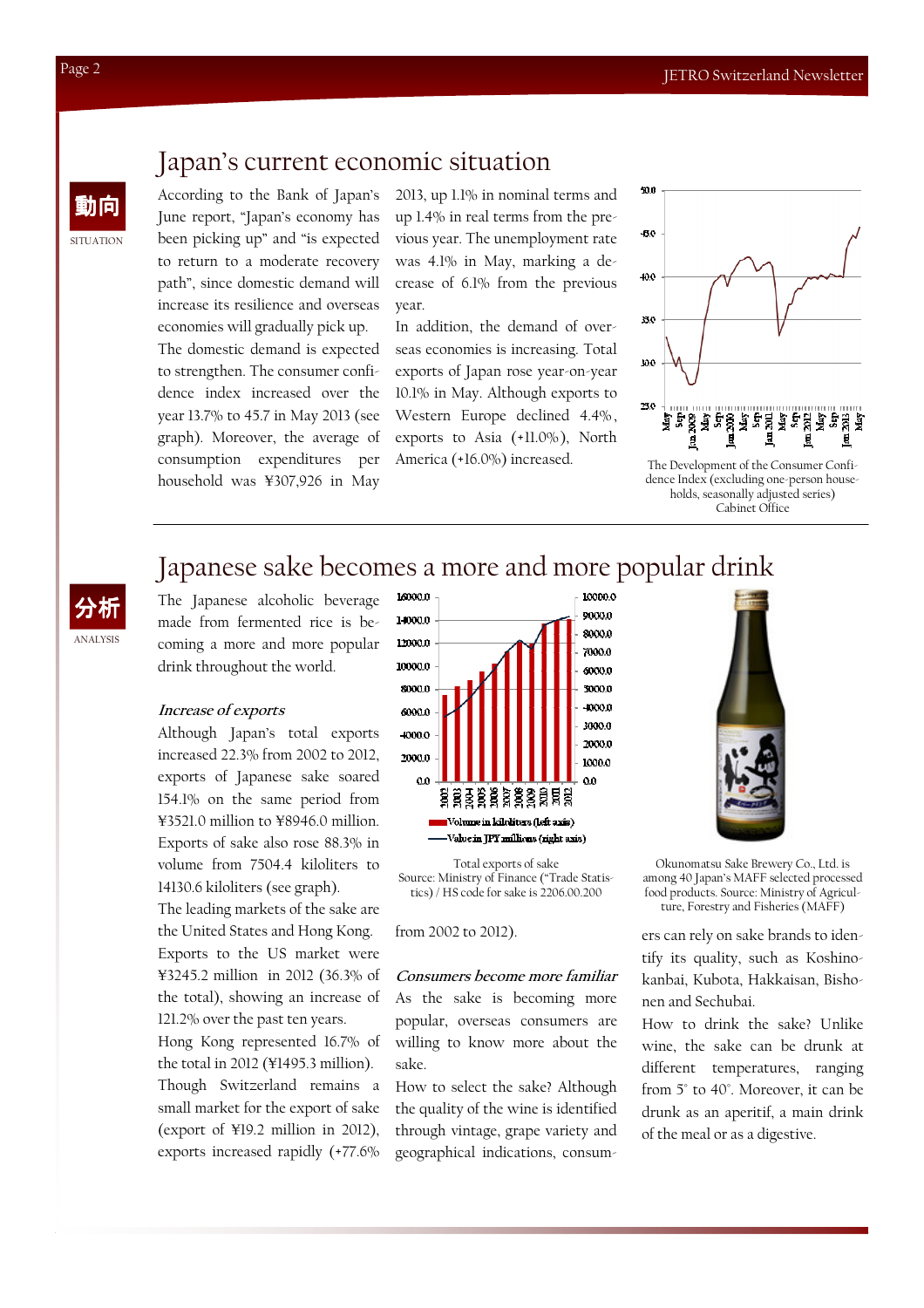# Japan's current economic situation

動向
SITUATION

According to the Bank of Japan's June report, "Japan's economy has been picking up" and "is expected to return to a moderate recovery path", since domestic demand will increase its resilience and overseas economies will gradually pick up.

The domestic demand is expected to strengthen. The consumer confidence index increased over the year 13.7% to 45.7 in May 2013 (see graph). Moreover, the average of consumption expenditures per household was ¥307,926 in May 2013, up 1.1% in nominal terms and up 1.4% in real terms from the previous year. The unemployment rate was 4.1% in May, marking a decrease of 6.1% from the previous year.

In addition, the demand of overseas economies is increasing. Total exports of Japan rose year-on-year 10.1% in May. Although exports to Western Europe declined 4.4%, exports to Asia (+11.0%), North America (+16.0%) increased.

The Development of the Consumer Confidence Index (excluding one-person households, seasonally adjusted series)
Cabinet Office

# Japanese sake becomes a more and more popular drink

分析
ANALYSIS

The Japanese alcoholic beverage made from fermented rice is becoming a more and more popular drink throughout the world.

*Increase of exports*

Although Japan's total exports increased 22.3% from 2002 to 2012, exports of Japanese sake soared 154.1% on the same period from ¥3521.0 million to ¥8946.0 million. Exports of sake also rose 88.3% in volume from 7504.4 kiloliters to 14130.6 kiloliters (see graph).

The leading markets of the sake are the United States and Hong Kong. Exports to the US market were ¥3245.2 million in 2012 (36.3% of the total), showing an increase of 121.2% over the past ten years.

Hong Kong represented 16.7% of the total in 2012 (¥1495.3 million).

Though Switzerland remains a small market for the export of sake (export of ¥19.2 million in 2012), exports increased rapidly (+77.6% from 2002 to 2012).

Total exports of sake
Source: Ministry of Finance ("Trade Statistics) / HS code for sake is 2206.00.200

*Consumers become more familiar*

As the sake is becoming more popular, overseas consumers are willing to know more about the sake.

How to select the sake? Although the quality of the wine is identified through vintage, grape variety and geographical indications, consumers can rely on sake brands to identify its quality, such as Koshinokanbai, Kubota, Hakkaisan, Bishonen and Sechubai.

How to drink the sake? Unlike wine, the sake can be drunk at different temperatures, ranging from 5° to 40°. Moreover, it can be drunk as an aperitif, a main drink of the meal or as a digestive.

Okunomatsu Sake Brewery Co., Ltd. is among 40 Japan's MAFF selected processed food products. Source: Ministry of Agriculture, Forestry and Fisheries (MAFF)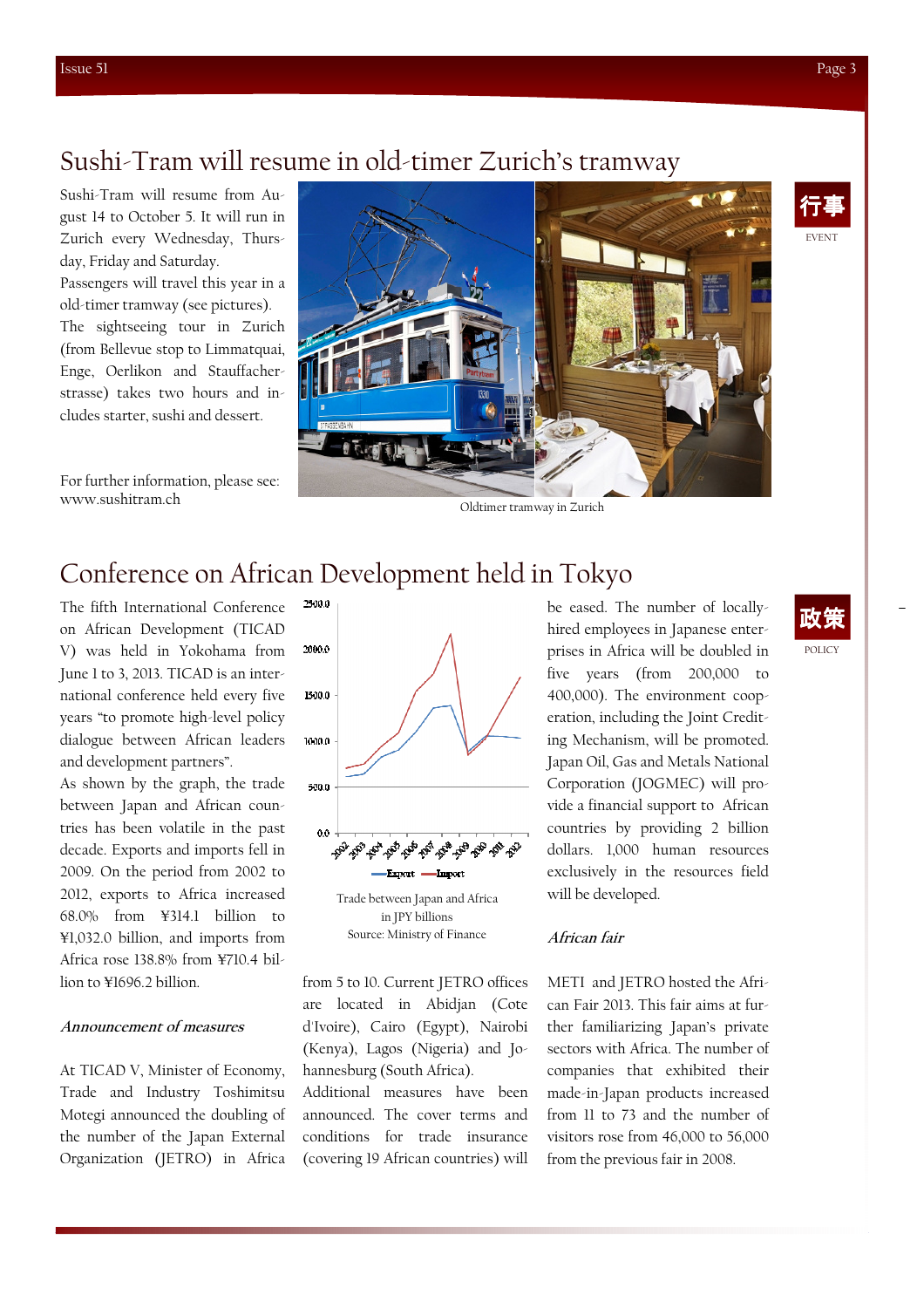## Sushi-Tram will resume in old-timer Zurich's tramway

行事

EVENT

Sushi-Tram will resume from August 14 to October 5. It will run in Zurich every Wednesday, Thursday, Friday and Saturday.

Passengers will travel this year in a old-timer tramway (see pictures).

The sightseeing tour in Zurich (from Bellevue stop to Limmatquai, Enge, Oerlikon and Stauffacherstrasse) takes two hours and includes starter, sushi and dessert.

For further information, please see: www.sushitram.ch

Oldtimer tramway in Zurich

## Conference on African Development held in Tokyo

政策

POLICY

The fifth International Conference on African Development (TICAD V) was held in Yokohama from June 1 to 3, 2013. TICAD is an international conference held every five years "to promote high-level policy dialogue between African leaders and development partners".

As shown by the graph, the trade between Japan and African countries has been volatile in the past decade. Exports and imports fell in 2009. On the period from 2002 to 2012, exports to Africa increased 68.0% from ¥314.1 billion to ¥1,032.0 billion, and imports from Africa rose 138.8% from ¥710.4 billion to ¥1696.2 billion.

Trade between Japan and Africa in JPY billions
Source: Ministry of Finance

### *Announcement of measures*

At TICAD V, Minister of Economy, Trade and Industry Toshimitsu Motegi announced the doubling of the number of the Japan External Organization (JETRO) in Africa from 5 to 10. Current JETRO offices are located in Abidjan (Cote d'Ivoire), Cairo (Egypt), Nairobi (Kenya), Lagos (Nigeria) and Johannesburg (South Africa).

Additional measures have been announced. The cover terms and conditions for trade insurance (covering 19 African countries) will be eased. The number of locally-hired employees in Japanese enterprises in Africa will be doubled in five years (from 200,000 to 400,000). The environment cooperation, including the Joint Crediting Mechanism, will be promoted. Japan Oil, Gas and Metals National Corporation (JOGMEC) will provide a financial support to African countries by providing 2 billion dollars. 1,000 human resources exclusively in the resources field will be developed.

### *African fair*

METI and JETRO hosted the African Fair 2013. This fair aims at further familiarizing Japan's private sectors with Africa. The number of companies that exhibited their made-in-Japan products increased from 11 to 73 and the number of visitors rose from 46,000 to 56,000 from the previous fair in 2008.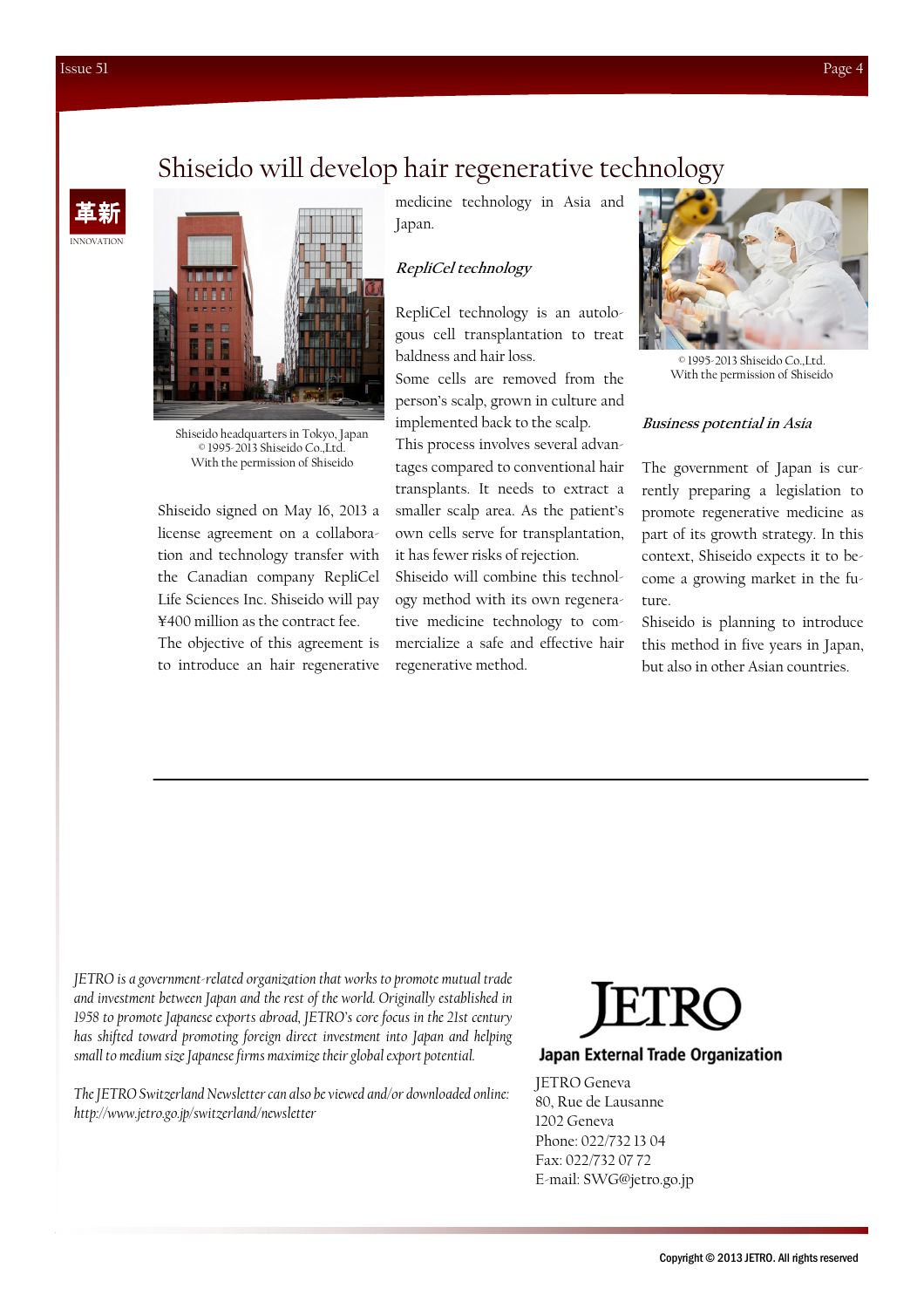# Shiseido will develop hair regenerative technology

革新
INNOVATION

Shiseido headquarters in Tokyo, Japan
© 1995-2013 Shiseido Co.,Ltd.
With the permission of Shiseido

Shiseido signed on May 16, 2013 a license agreement on a collaboration and technology transfer with the Canadian company RepliCel Life Sciences Inc. Shiseido will pay ¥400 million as the contract fee.

The objective of this agreement is to introduce an hair regenerative medicine technology in Asia and Japan.

### *RepliCel technology*

RepliCel technology is an autologous cell transplantation to treat baldness and hair loss.

Some cells are removed from the person's scalp, grown in culture and implemented back to the scalp.

This process involves several advantages compared to conventional hair transplants. It needs to extract a smaller scalp area. As the patient's own cells serve for transplantation, it has fewer risks of rejection.

Shiseido will combine this technology method with its own regenerative medicine technology to commercialize a safe and effective hair regenerative method.

© 1995-2013 Shiseido Co.,Ltd.
With the permission of Shiseido

### *Business potential in Asia*

The government of Japan is currently preparing a legislation to promote regenerative medicine as part of its growth strategy. In this context, Shiseido expects it to become a growing market in the future.

Shiseido is planning to introduce this method in five years in Japan, but also in other Asian countries.

---

*JETRO is a government-related organization that works to promote mutual trade and investment between Japan and the rest of the world. Originally established in 1958 to promote Japanese exports abroad, JETRO's core focus in the 21st century has shifted toward promoting foreign direct investment into Japan and helping small to medium size Japanese firms maximize their global export potential.*

*The JETRO Switzerland Newsletter can also be viewed and/or downloaded online: http://www.jetro.go.jp/switzerland/newsletter*

**JETRO**
**Japan External Trade Organization**

JETRO Geneva
80, Rue de Lausanne
1202 Geneva
Phone: 022/732 13 04
Fax: 022/732 07 72
E-mail: SWG@jetro.go.jp

Copyright © 2013 JETRO. All rights reserved